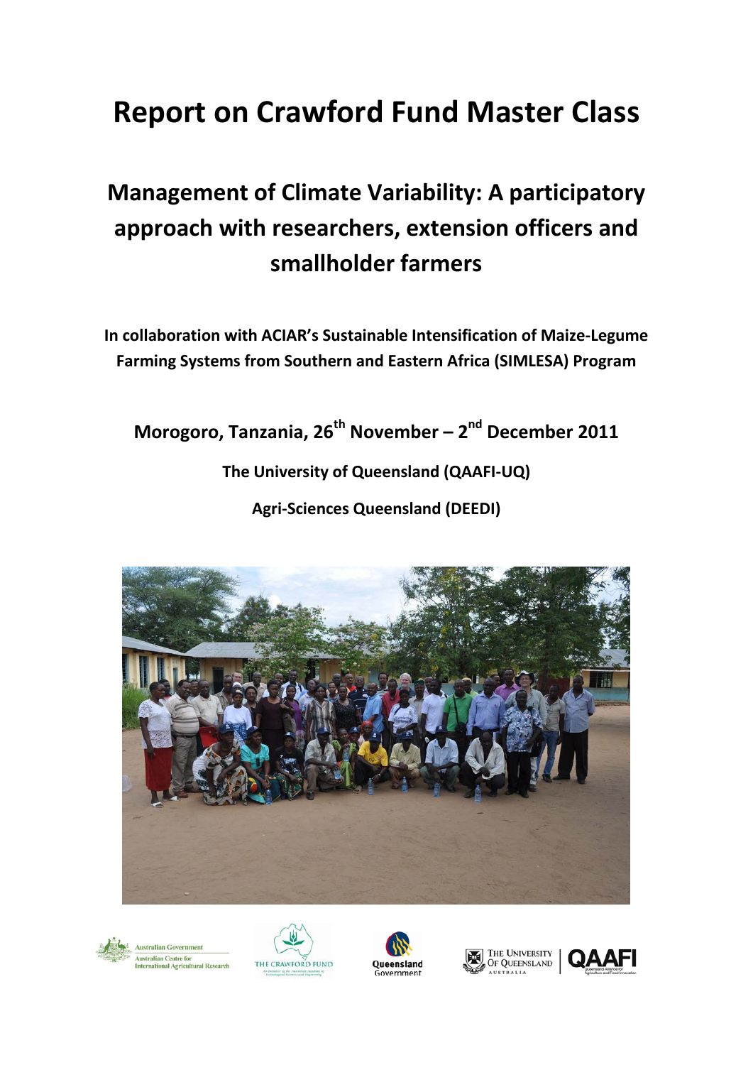# Report on Crawford Fund Master Class

## Management of Climate Variability: A participatory approach with researchers, extension officers and smallholder farmers

**In collaboration with ACIAR's Sustainable Intensification of Maize-Legume Farming Systems from Southern and Eastern Africa (SIMLESA) Program**

**Morogoro, Tanzania, 26th November – 2nd December 2011**

**The University of Queensland (QAAFI-UQ)**

**Agri-Sciences Queensland (DEEDI)**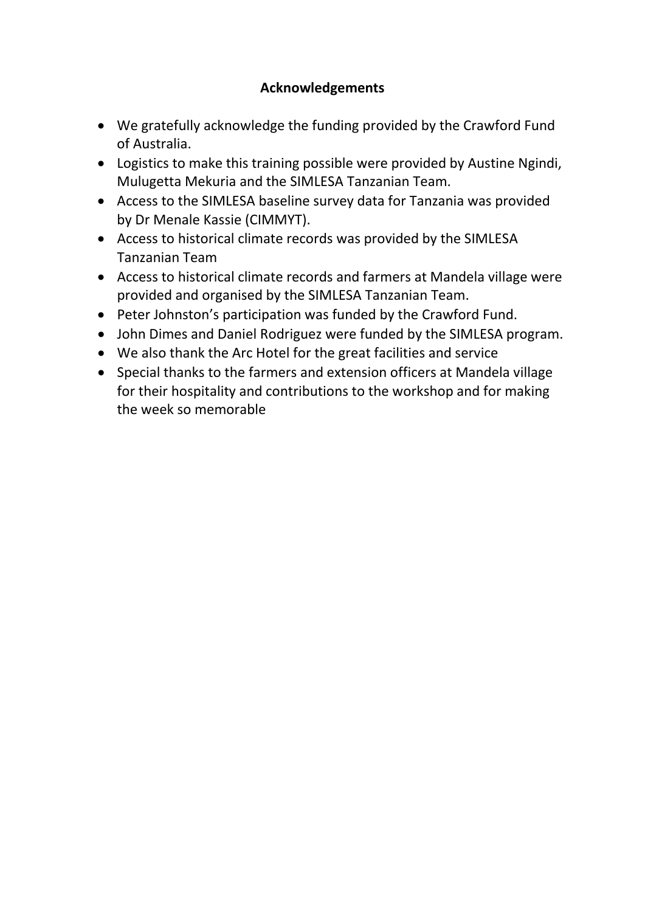## Acknowledgements

- We gratefully acknowledge the funding provided by the Crawford Fund of Australia.
- Logistics to make this training possible were provided by Austine Ngindi, Mulugetta Mekuria and the SIMLESA Tanzanian Team.
- Access to the SIMLESA baseline survey data for Tanzania was provided by Dr Menale Kassie (CIMMYT).
- Access to historical climate records was provided by the SIMLESA Tanzanian Team
- Access to historical climate records and farmers at Mandela village were provided and organised by the SIMLESA Tanzanian Team.
- Peter Johnston's participation was funded by the Crawford Fund.
- John Dimes and Daniel Rodriguez were funded by the SIMLESA program.
- We also thank the Arc Hotel for the great facilities and service
- Special thanks to the farmers and extension officers at Mandela village for their hospitality and contributions to the workshop and for making the week so memorable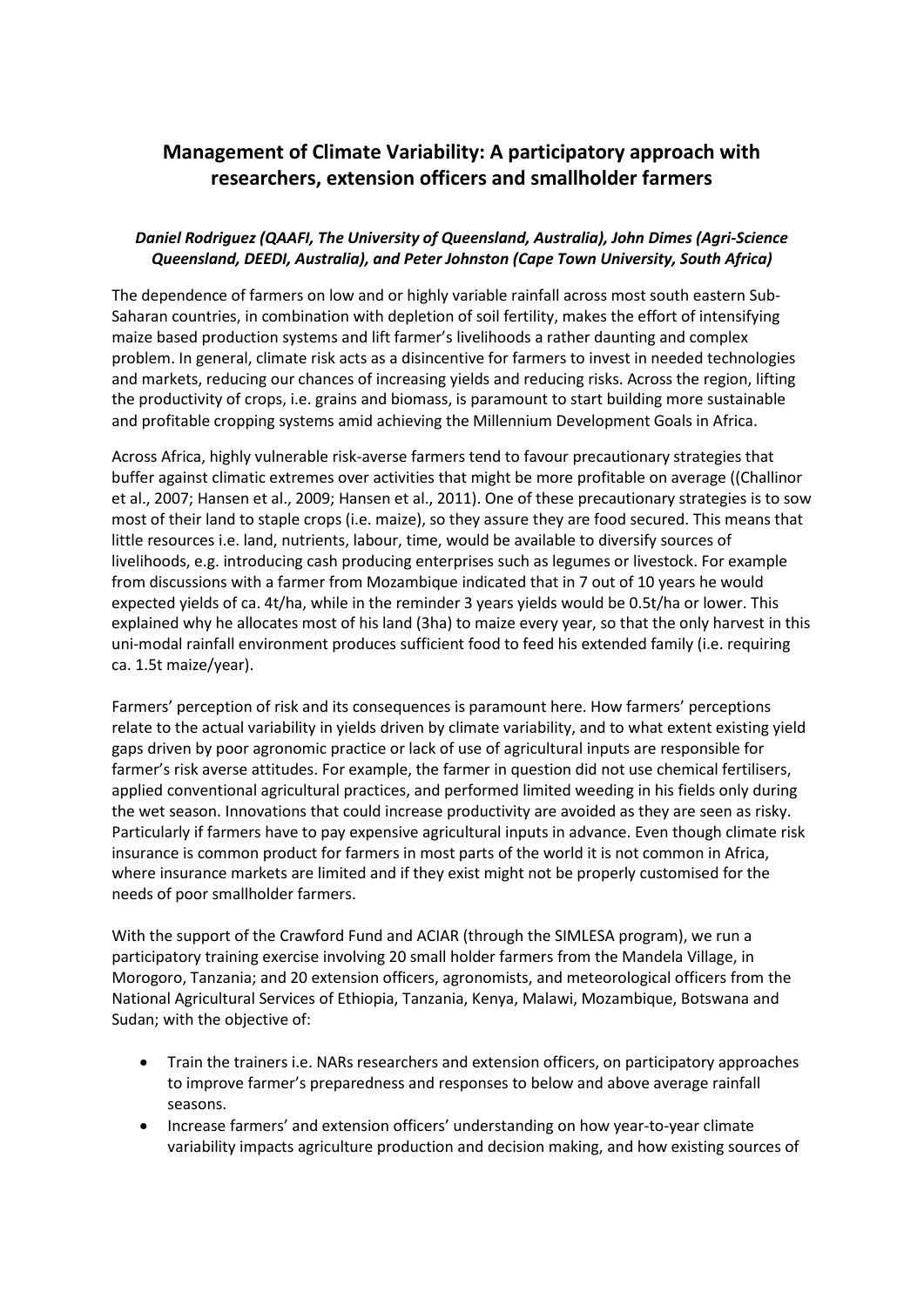# Management of Climate Variability: A participatory approach with researchers, extension officers and smallholder farmers

***Daniel Rodriguez (QAAFI, The University of Queensland, Australia), John Dimes (Agri-Science Queensland, DEEDI, Australia), and Peter Johnston (Cape Town University, South Africa)***

The dependence of farmers on low and or highly variable rainfall across most south eastern Sub-Saharan countries, in combination with depletion of soil fertility, makes the effort of intensifying maize based production systems and lift farmer's livelihoods a rather daunting and complex problem. In general, climate risk acts as a disincentive for farmers to invest in needed technologies and markets, reducing our chances of increasing yields and reducing risks. Across the region, lifting the productivity of crops, i.e. grains and biomass, is paramount to start building more sustainable and profitable cropping systems amid achieving the Millennium Development Goals in Africa.

Across Africa, highly vulnerable risk-averse farmers tend to favour precautionary strategies that buffer against climatic extremes over activities that might be more profitable on average ((Challinor et al., 2007; Hansen et al., 2009; Hansen et al., 2011). One of these precautionary strategies is to sow most of their land to staple crops (i.e. maize), so they assure they are food secured. This means that little resources i.e. land, nutrients, labour, time, would be available to diversify sources of livelihoods, e.g. introducing cash producing enterprises such as legumes or livestock. For example from discussions with a farmer from Mozambique indicated that in 7 out of 10 years he would expected yields of ca. 4t/ha, while in the reminder 3 years yields would be 0.5t/ha or lower. This explained why he allocates most of his land (3ha) to maize every year, so that the only harvest in this uni-modal rainfall environment produces sufficient food to feed his extended family (i.e. requiring ca. 1.5t maize/year).

Farmers' perception of risk and its consequences is paramount here. How farmers' perceptions relate to the actual variability in yields driven by climate variability, and to what extent existing yield gaps driven by poor agronomic practice or lack of use of agricultural inputs are responsible for farmer's risk averse attitudes. For example, the farmer in question did not use chemical fertilisers, applied conventional agricultural practices, and performed limited weeding in his fields only during the wet season. Innovations that could increase productivity are avoided as they are seen as risky. Particularly if farmers have to pay expensive agricultural inputs in advance. Even though climate risk insurance is common product for farmers in most parts of the world it is not common in Africa, where insurance markets are limited and if they exist might not be properly customised for the needs of poor smallholder farmers.

With the support of the Crawford Fund and ACIAR (through the SIMLESA program), we run a participatory training exercise involving 20 small holder farmers from the Mandela Village, in Morogoro, Tanzania; and 20 extension officers, agronomists, and meteorological officers from the National Agricultural Services of Ethiopia, Tanzania, Kenya, Malawi, Mozambique, Botswana and Sudan; with the objective of:

- Train the trainers i.e. NARs researchers and extension officers, on participatory approaches to improve farmer's preparedness and responses to below and above average rainfall seasons.
- Increase farmers' and extension officers' understanding on how year-to-year climate variability impacts agriculture production and decision making, and how existing sources of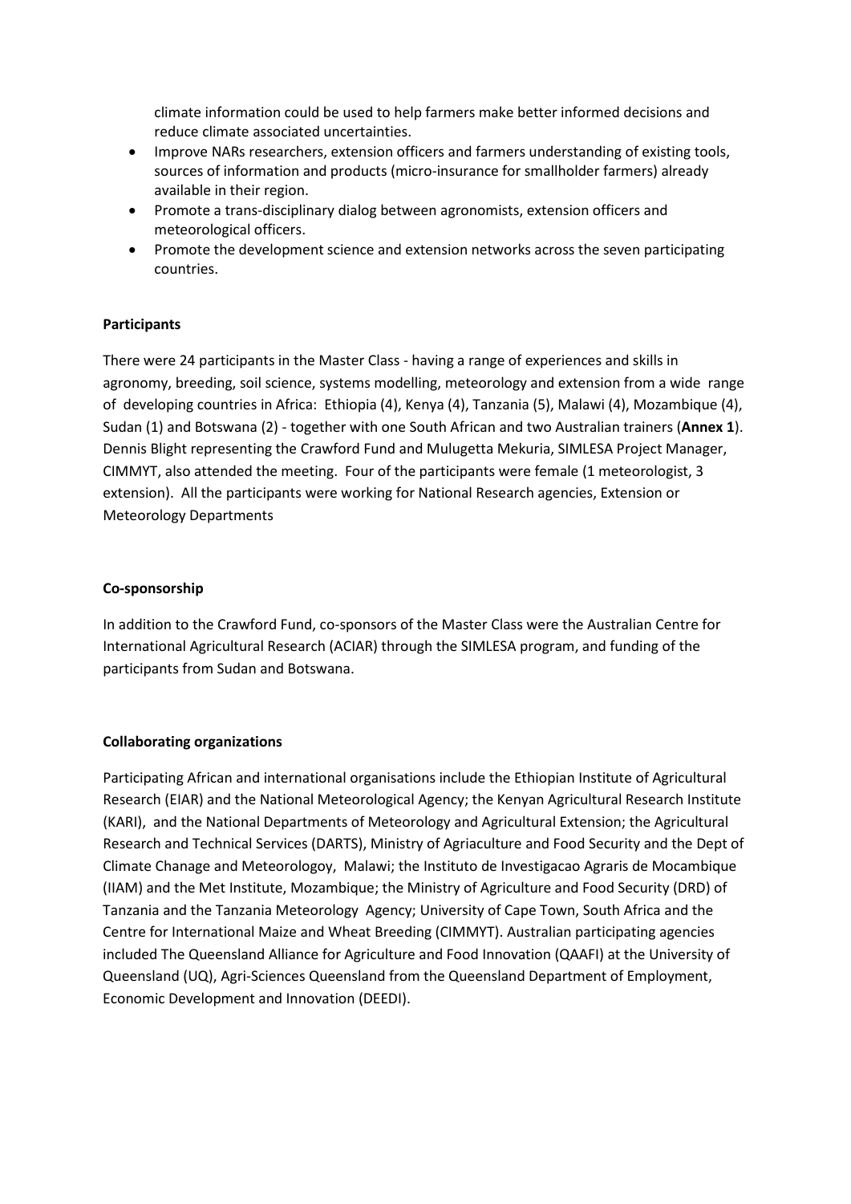climate information could be used to help farmers make better informed decisions and reduce climate associated uncertainties.

- Improve NARs researchers, extension officers and farmers understanding of existing tools, sources of information and products (micro-insurance for smallholder farmers) already available in their region.
- Promote a trans-disciplinary dialog between agronomists, extension officers and meteorological officers.
- Promote the development science and extension networks across the seven participating countries.

**Participants**

There were 24 participants in the Master Class - having a range of experiences and skills in agronomy, breeding, soil science, systems modelling, meteorology and extension from a wide range of developing countries in Africa: Ethiopia (4), Kenya (4), Tanzania (5), Malawi (4), Mozambique (4), Sudan (1) and Botswana (2) - together with one South African and two Australian trainers (**Annex 1**). Dennis Blight representing the Crawford Fund and Mulugetta Mekuria, SIMLESA Project Manager, CIMMYT, also attended the meeting. Four of the participants were female (1 meteorologist, 3 extension). All the participants were working for National Research agencies, Extension or Meteorology Departments

**Co-sponsorship**

In addition to the Crawford Fund, co-sponsors of the Master Class were the Australian Centre for International Agricultural Research (ACIAR) through the SIMLESA program, and funding of the participants from Sudan and Botswana.

**Collaborating organizations**

Participating African and international organisations include the Ethiopian Institute of Agricultural Research (EIAR) and the National Meteorological Agency; the Kenyan Agricultural Research Institute (KARI), and the National Departments of Meteorology and Agricultural Extension; the Agricultural Research and Technical Services (DARTS), Ministry of Agriaculture and Food Security and the Dept of Climate Chanage and Meteorologoy, Malawi; the Instituto de Investigacao Agraris de Mocambique (IIAM) and the Met Institute, Mozambique; the Ministry of Agriculture and Food Security (DRD) of Tanzania and the Tanzania Meteorology Agency; University of Cape Town, South Africa and the Centre for International Maize and Wheat Breeding (CIMMYT). Australian participating agencies included The Queensland Alliance for Agriculture and Food Innovation (QAAFI) at the University of Queensland (UQ), Agri-Sciences Queensland from the Queensland Department of Employment, Economic Development and Innovation (DEEDI).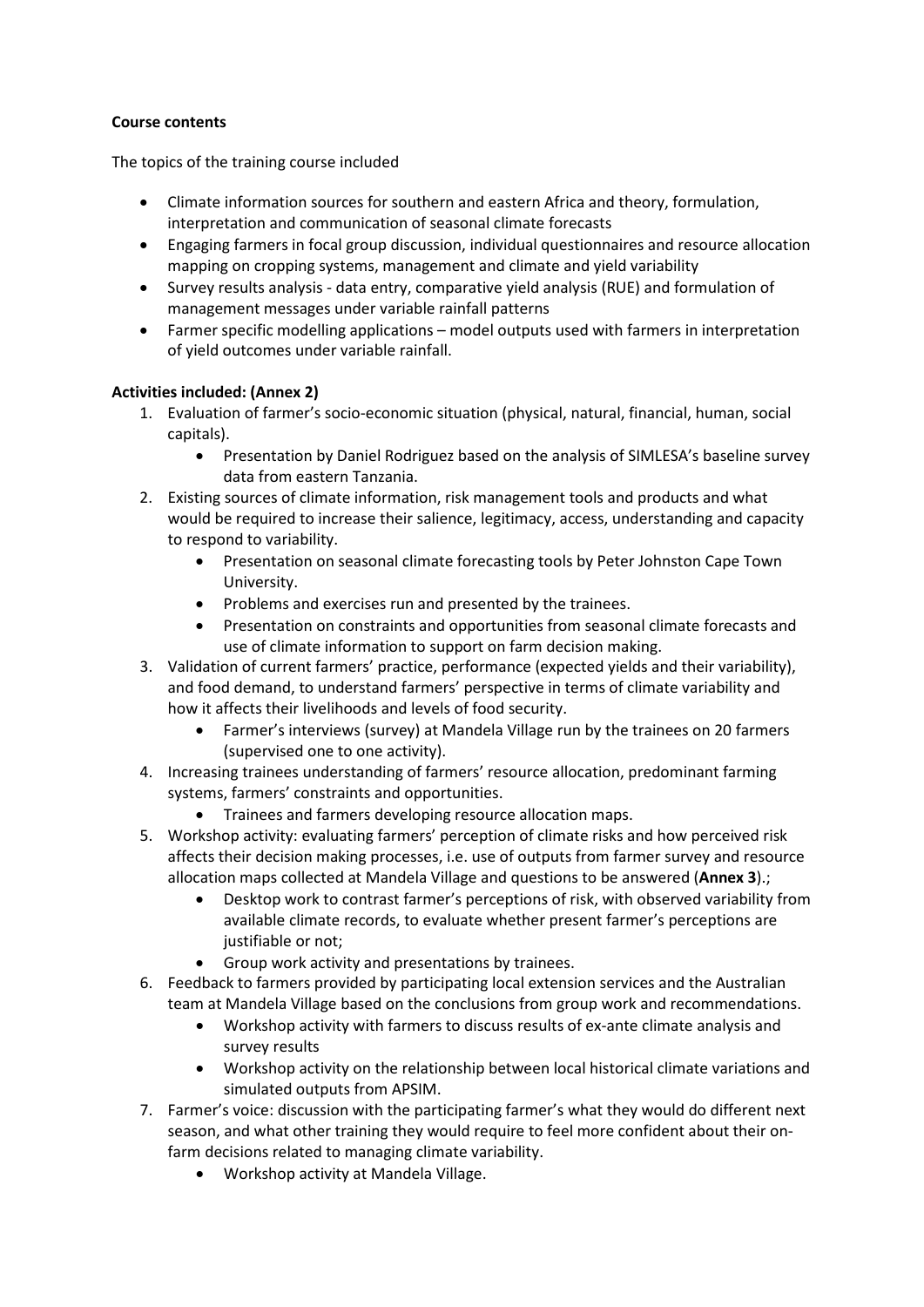**Course contents**

The topics of the training course included

- Climate information sources for southern and eastern Africa and theory, formulation, interpretation and communication of seasonal climate forecasts
- Engaging farmers in focal group discussion, individual questionnaires and resource allocation mapping on cropping systems, management and climate and yield variability
- Survey results analysis - data entry, comparative yield analysis (RUE) and formulation of management messages under variable rainfall patterns
- Farmer specific modelling applications – model outputs used with farmers in interpretation of yield outcomes under variable rainfall.

**Activities included: (Annex 2)**

1. Evaluation of farmer's socio-economic situation (physical, natural, financial, human, social capitals).
    - Presentation by Daniel Rodriguez based on the analysis of SIMLESA's baseline survey data from eastern Tanzania.
2. Existing sources of climate information, risk management tools and products and what would be required to increase their salience, legitimacy, access, understanding and capacity to respond to variability.
    - Presentation on seasonal climate forecasting tools by Peter Johnston Cape Town University.
    - Problems and exercises run and presented by the trainees.
    - Presentation on constraints and opportunities from seasonal climate forecasts and use of climate information to support on farm decision making.
3. Validation of current farmers' practice, performance (expected yields and their variability), and food demand, to understand farmers' perspective in terms of climate variability and how it affects their livelihoods and levels of food security.
    - Farmer's interviews (survey) at Mandela Village run by the trainees on 20 farmers (supervised one to one activity).
4. Increasing trainees understanding of farmers' resource allocation, predominant farming systems, farmers' constraints and opportunities.
    - Trainees and farmers developing resource allocation maps.
5. Workshop activity: evaluating farmers' perception of climate risks and how perceived risk affects their decision making processes, i.e. use of outputs from farmer survey and resource allocation maps collected at Mandela Village and questions to be answered (**Annex 3**).;
    - Desktop work to contrast farmer's perceptions of risk, with observed variability from available climate records, to evaluate whether present farmer's perceptions are justifiable or not;
    - Group work activity and presentations by trainees.
6. Feedback to farmers provided by participating local extension services and the Australian team at Mandela Village based on the conclusions from group work and recommendations.
    - Workshop activity with farmers to discuss results of ex-ante climate analysis and survey results
    - Workshop activity on the relationship between local historical climate variations and simulated outputs from APSIM.
7. Farmer's voice: discussion with the participating farmer's what they would do different next season, and what other training they would require to feel more confident about their on-farm decisions related to managing climate variability.
    - Workshop activity at Mandela Village.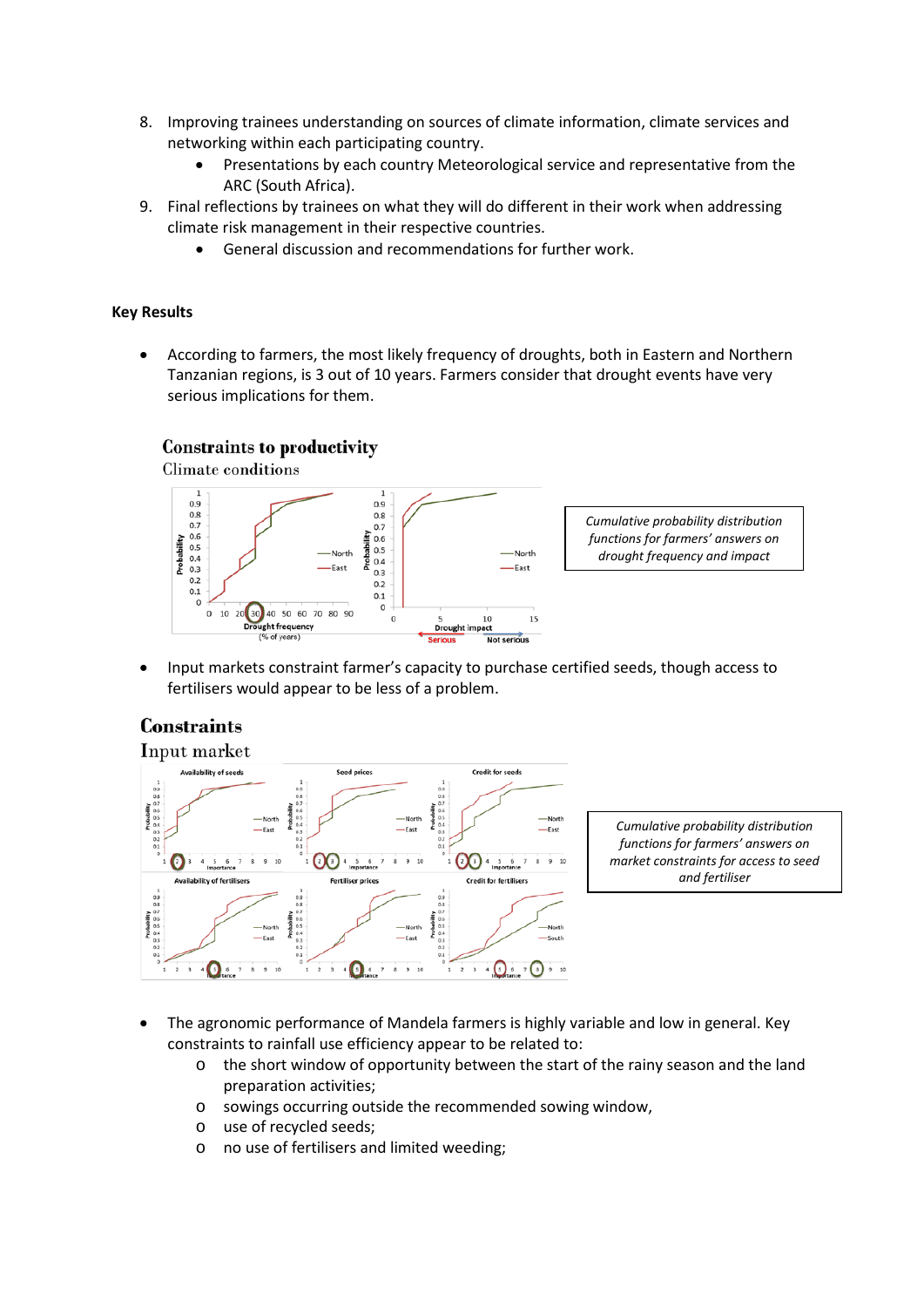8. Improving trainees understanding on sources of climate information, climate services and networking within each participating country.
    - Presentations by each country Meteorological service and representative from the ARC (South Africa).
9. Final reflections by trainees on what they will do different in their work when addressing climate risk management in their respective countries.
    - General discussion and recommendations for further work.

### Key Results

- According to farmers, the most likely frequency of droughts, both in Eastern and Northern Tanzanian regions, is 3 out of 10 years. Farmers consider that drought events have very serious implications for them.

**Constraints to productivity**

Climate conditions

*Cumulative probability distribution functions for farmers' answers on drought frequency and impact*

- Input markets constraint farmer's capacity to purchase certified seeds, though access to fertilisers would appear to be less of a problem.

**Constraints**

Input market

*Cumulative probability distribution functions for farmers' answers on market constraints for access to seed and fertiliser*

- The agronomic performance of Mandela farmers is highly variable and low in general. Key constraints to rainfall use efficiency appear to be related to:
    - the short window of opportunity between the start of the rainy season and the land preparation activities;
    - sowings occurring outside the recommended sowing window,
    - use of recycled seeds;
    - no use of fertilisers and limited weeding;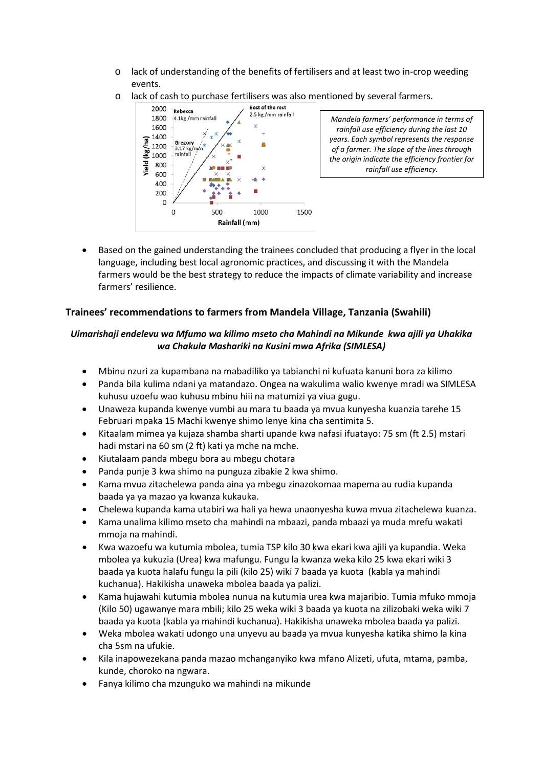- lack of understanding of the benefits of fertilisers and at least two in-crop weeding events.
- lack of cash to purchase fertilisers was also mentioned by several farmers.

*Mandela farmers' performance in terms of rainfall use efficiency during the last 10 years. Each symbol represents the response of a farmer. The slope of the lines through the origin indicate the efficiency frontier for rainfall use efficiency.*

- Based on the gained understanding the trainees concluded that producing a flyer in the local language, including best local agronomic practices, and discussing it with the Mandela farmers would be the best strategy to reduce the impacts of climate variability and increase farmers' resilience.

### Trainees' recommendations to farmers from Mandela Village, Tanzania (Swahili)

***Uimarishaji endelevu wa Mfumo wa kilimo mseto cha Mahindi na Mikunde kwa ajili ya Uhakika wa Chakula Mashariki na Kusini mwa Afrika (SIMLESA)***

- Mbinu nzuri za kupambana na mabadiliko ya tabianchi ni kufuata kanuni bora za kilimo
- Panda bila kulima ndani ya matandazo. Ongea na wakulima walio kwenye mradi wa SIMLESA kuhusu uzoefu wao kuhusu mbinu hiii na matumizi ya viua gugu.
- Unaweza kupanda kwenye vumbi au mara tu baada ya mvua kunyesha kuanzia tarehe 15 Februari mpaka 15 Machi kwenye shimo lenye kina cha sentimita 5.
- Kitaalam mimea ya kujaza shamba sharti upande kwa nafasi ifuatayo: 75 sm (ft 2.5) mstari hadi mstari na 60 sm (2 ft) kati ya mche na mche.
- Kiutalaam panda mbegu bora au mbegu chotara
- Panda punje 3 kwa shimo na punguza zibakie 2 kwa shimo.
- Kama mvua zitachelewa panda aina ya mbegu zinazokomaa mapema au rudia kupanda baada ya ya mazao ya kwanza kukauka.
- Chelewa kupanda kama utabiri wa hali ya hewa unaonyesha kuwa mvua zitachelewa kuanza.
- Kama unalima kilimo mseto cha mahindi na mbaazi, panda mbaazi ya muda mrefu wakati mmoja na mahindi.
- Kwa wazoefu wa kutumia mbolea, tumia TSP kilo 30 kwa ekari kwa ajili ya kupandia. Weka mbolea ya kukuzia (Urea) kwa mafungu. Fungu la kwanza weka kilo 25 kwa ekari wiki 3 baada ya kuota halafu fungu la pili (kilo 25) wiki 7 baada ya kuota (kabla ya mahindi kuchanua). Hakikisha unaweka mbolea baada ya palizi.
- Kama hujawahi kutumia mbolea nunua na kutumia urea kwa majaribio. Tumia mfuko mmoja (Kilo 50) ugawanye mara mbili; kilo 25 weka wiki 3 baada ya kuota na zilizobaki weka wiki 7 baada ya kuota (kabla ya mahindi kuchanua). Hakikisha unaweka mbolea baada ya palizi.
- Weka mbolea wakati udongo una unyevu au baada ya mvua kunyesha katika shimo la kina cha 5sm na ufukie.
- Kila inapowezekana panda mazao mchanganyiko kwa mfano Alizeti, ufuta, mtama, pamba, kunde, choroko na ngwara.
- Fanya kilimo cha mzunguko wa mahindi na mikunde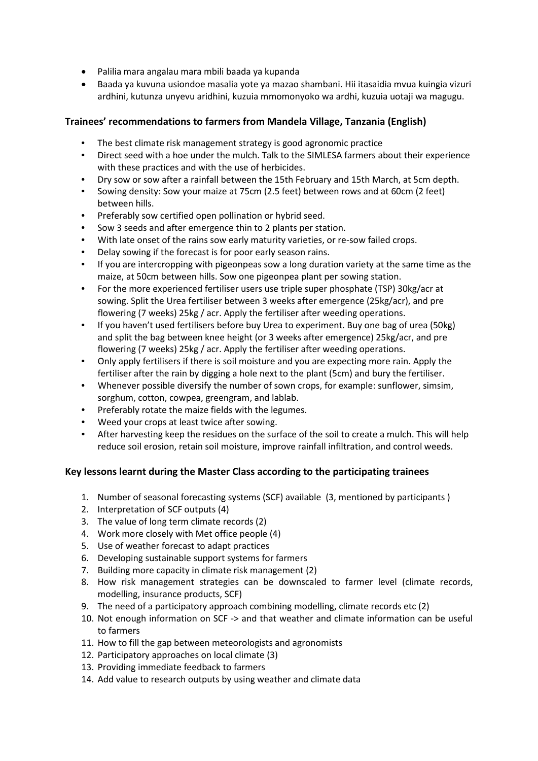- Palilia mara angalau mara mbili baada ya kupanda
- Baada ya kuvuna usiondoe masalia yote ya mazao shambani. Hii itasaidia mvua kuingia vizuri ardhini, kutunza unyevu aridhini, kuzuia mmomonyoko wa ardhi, kuzuia uotaji wa magugu.

### Trainees' recommendations to farmers from Mandela Village, Tanzania (English)

- The best climate risk management strategy is good agronomic practice
- Direct seed with a hoe under the mulch. Talk to the SIMLESA farmers about their experience with these practices and with the use of herbicides.
- Dry sow or sow after a rainfall between the 15th February and 15th March, at 5cm depth.
- Sowing density: Sow your maize at 75cm (2.5 feet) between rows and at 60cm (2 feet) between hills.
- Preferably sow certified open pollination or hybrid seed.
- Sow 3 seeds and after emergence thin to 2 plants per station.
- With late onset of the rains sow early maturity varieties, or re-sow failed crops.
- Delay sowing if the forecast is for poor early season rains.
- If you are intercropping with pigeonpeas sow a long duration variety at the same time as the maize, at 50cm between hills. Sow one pigeonpea plant per sowing station.
- For the more experienced fertiliser users use triple super phosphate (TSP) 30kg/acr at sowing. Split the Urea fertiliser between 3 weeks after emergence (25kg/acr), and pre flowering (7 weeks) 25kg / acr. Apply the fertiliser after weeding operations.
- If you haven't used fertilisers before buy Urea to experiment. Buy one bag of urea (50kg) and split the bag between knee height (or 3 weeks after emergence) 25kg/acr, and pre flowering (7 weeks) 25kg / acr. Apply the fertiliser after weeding operations.
- Only apply fertilisers if there is soil moisture and you are expecting more rain. Apply the fertiliser after the rain by digging a hole next to the plant (5cm) and bury the fertiliser.
- Whenever possible diversify the number of sown crops, for example: sunflower, simsim, sorghum, cotton, cowpea, greengram, and lablab.
- Preferably rotate the maize fields with the legumes.
- Weed your crops at least twice after sowing.
- After harvesting keep the residues on the surface of the soil to create a mulch. This will help reduce soil erosion, retain soil moisture, improve rainfall infiltration, and control weeds.

### Key lessons learnt during the Master Class according to the participating trainees

1. Number of seasonal forecasting systems (SCF) available (3, mentioned by participants )
2. Interpretation of SCF outputs (4)
3. The value of long term climate records (2)
4. Work more closely with Met office people (4)
5. Use of weather forecast to adapt practices
6. Developing sustainable support systems for farmers
7. Building more capacity in climate risk management (2)
8. How risk management strategies can be downscaled to farmer level (climate records, modelling, insurance products, SCF)
9. The need of a participatory approach combining modelling, climate records etc (2)
10. Not enough information on SCF -> and that weather and climate information can be useful to farmers
11. How to fill the gap between meteorologists and agronomists
12. Participatory approaches on local climate (3)
13. Providing immediate feedback to farmers
14. Add value to research outputs by using weather and climate data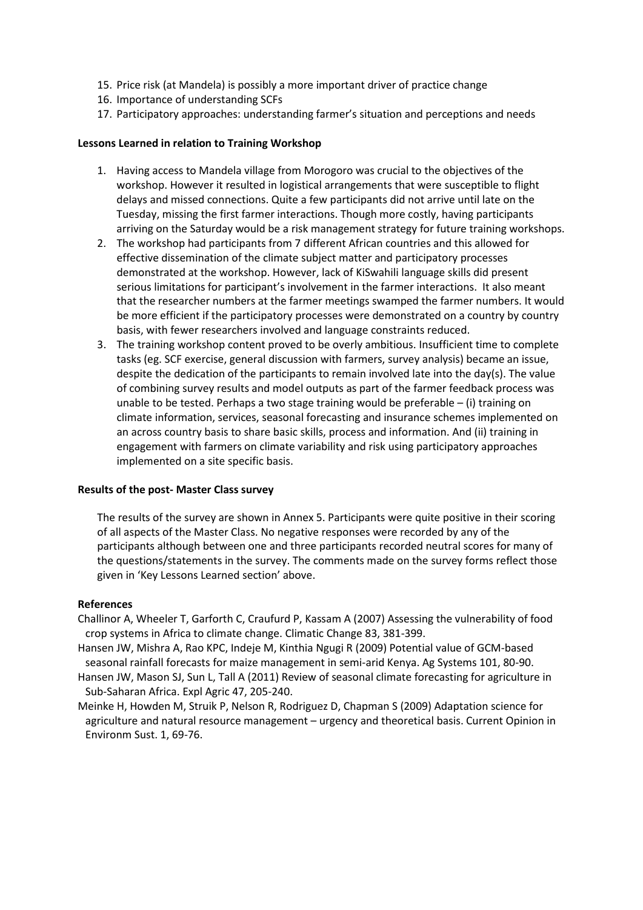15. Price risk (at Mandela) is possibly a more important driver of practice change
16. Importance of understanding SCFs
17. Participatory approaches: understanding farmer's situation and perceptions and needs

**Lessons Learned in relation to Training Workshop**

1. Having access to Mandela village from Morogoro was crucial to the objectives of the workshop. However it resulted in logistical arrangements that were susceptible to flight delays and missed connections. Quite a few participants did not arrive until late on the Tuesday, missing the first farmer interactions. Though more costly, having participants arriving on the Saturday would be a risk management strategy for future training workshops.
2. The workshop had participants from 7 different African countries and this allowed for effective dissemination of the climate subject matter and participatory processes demonstrated at the workshop. However, lack of KiSwahili language skills did present serious limitations for participant's involvement in the farmer interactions. It also meant that the researcher numbers at the farmer meetings swamped the farmer numbers. It would be more efficient if the participatory processes were demonstrated on a country by country basis, with fewer researchers involved and language constraints reduced.
3. The training workshop content proved to be overly ambitious. Insufficient time to complete tasks (eg. SCF exercise, general discussion with farmers, survey analysis) became an issue, despite the dedication of the participants to remain involved late into the day(s). The value of combining survey results and model outputs as part of the farmer feedback process was unable to be tested. Perhaps a two stage training would be preferable – (i) training on climate information, services, seasonal forecasting and insurance schemes implemented on an across country basis to share basic skills, process and information. And (ii) training in engagement with farmers on climate variability and risk using participatory approaches implemented on a site specific basis.

**Results of the post- Master Class survey**

The results of the survey are shown in Annex 5. Participants were quite positive in their scoring of all aspects of the Master Class. No negative responses were recorded by any of the participants although between one and three participants recorded neutral scores for many of the questions/statements in the survey. The comments made on the survey forms reflect those given in 'Key Lessons Learned section' above.

**References**

Challinor A, Wheeler T, Garforth C, Craufurd P, Kassam A (2007) Assessing the vulnerability of food crop systems in Africa to climate change. Climatic Change 83, 381-399.

Hansen JW, Mishra A, Rao KPC, Indeje M, Kinthia Ngugi R (2009) Potential value of GCM-based seasonal rainfall forecasts for maize management in semi-arid Kenya. Ag Systems 101, 80-90.

Hansen JW, Mason SJ, Sun L, Tall A (2011) Review of seasonal climate forecasting for agriculture in Sub-Saharan Africa. Expl Agric 47, 205-240.

Meinke H, Howden M, Struik P, Nelson R, Rodriguez D, Chapman S (2009) Adaptation science for agriculture and natural resource management – urgency and theoretical basis. Current Opinion in Environm Sust. 1, 69-76.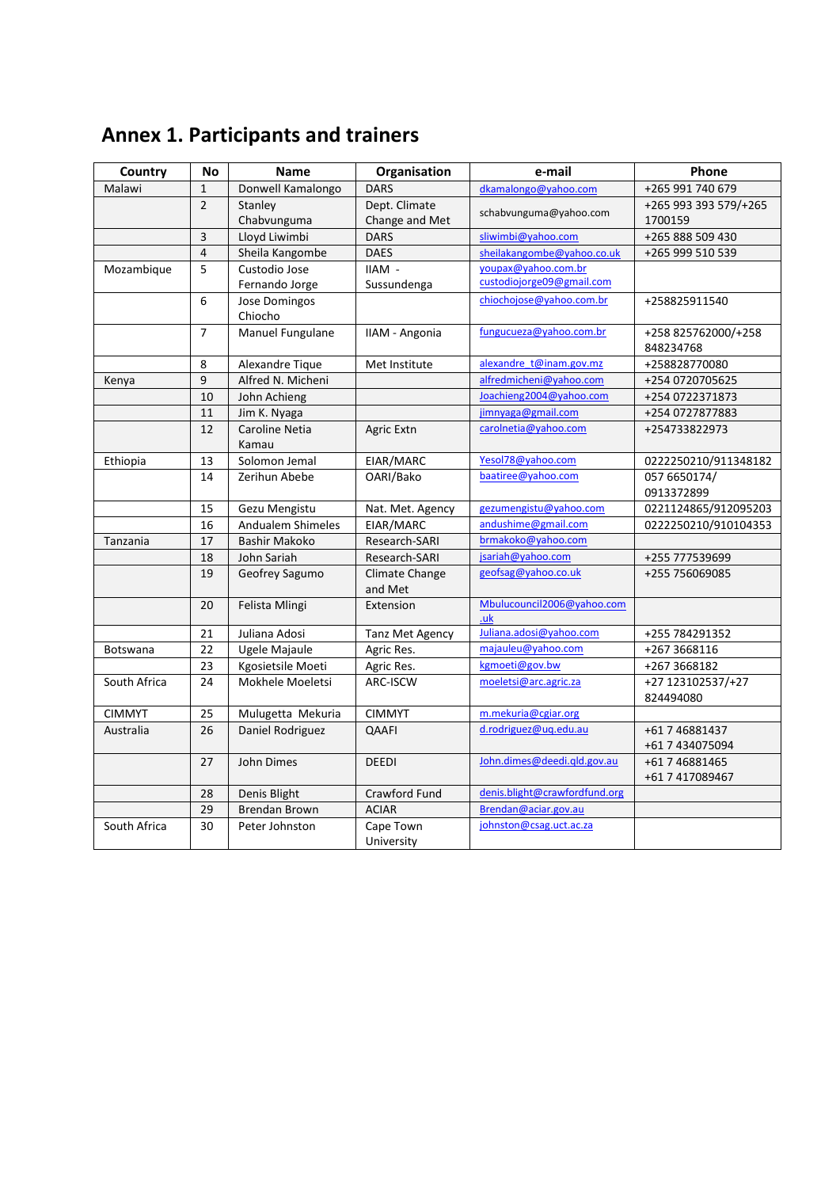# Annex 1. Participants and trainers

| Country | No | Name | Organisation | e-mail | Phone |
|---|---|---|---|---|---|
| Malawi | 1 | Donwell Kamalongo | DARS | dkamalongo@yahoo.com | +265 991 740 679 |
| | 2 | Stanley Chabvunguma | Dept. Climate Change and Met | schabvunguma@yahoo.com | +265 993 393 579/+265 1700159 |
| | 3 | Lloyd Liwimbi | DARS | sliwimbi@yahoo.com | +265 888 509 430 |
| | 4 | Sheila Kangombe | DAES | sheilakangombe@yahoo.co.uk | +265 999 510 539 |
| Mozambique | 5 | Custodio Jose Fernando Jorge | IIAM - Sussundenga | youpax@yahoo.com.br custodiojorge09@gmail.com | |
| | 6 | Jose Domingos Chiocho | | chiochojose@yahoo.com.br | +258825911540 |
| | 7 | Manuel Fungulane | IIAM - Angonia | fungucueza@yahoo.com.br | +258 825762000/+258 848234768 |
| | 8 | Alexandre Tique | Met Institute | alexandre_t@inam.gov.mz | +258828770080 |
| Kenya | 9 | Alfred N. Micheni | | alfredmicheni@yahoo.com | +254 0720705625 |
| | 10 | John Achieng | | Joachieng2004@yahoo.com | +254 0722371873 |
| | 11 | Jim K. Nyaga | | jimnyaga@gmail.com | +254 0727877883 |
| | 12 | Caroline Netia Kamau | Agric Extn | carolnetia@yahoo.com | +254733822973 |
| Ethiopia | 13 | Solomon Jemal | EIAR/MARC | Yesol78@yahoo.com | 0222250210/911348182 |
| | 14 | Zerihun Abebe | OARI/Bako | baatiree@yahoo.com | 057 6650174/ 0913372899 |
| | 15 | Gezu Mengistu | Nat. Met. Agency | gezumengistu@yahoo.com | 0221124865/912095203 |
| | 16 | Andualem Shimeles | EIAR/MARC | andushime@gmail.com | 0222250210/910104353 |
| Tanzania | 17 | Bashir Makoko | Research-SARI | brmakoko@yahoo.com | |
| | 18 | John Sariah | Research-SARI | jsariah@yahoo.com | +255 777539699 |
| | 19 | Geofrey Sagumo | Climate Change and Met | geofsag@yahoo.co.uk | +255 756069085 |
| | 20 | Felista Mlingi | Extension | Mbulucouncil2006@yahoo.com.uk | |
| | 21 | Juliana Adosi | Tanz Met Agency | Juliana.adosi@yahoo.com | +255 784291352 |
| Botswana | 22 | Ugele Majaule | Agric Res. | majauleu@yahoo.com | +267 3668116 |
| | 23 | Kgosietsile Moeti | Agric Res. | kgmoeti@gov.bw | +267 3668182 |
| South Africa | 24 | Mokhele Moeletsi | ARC-ISCW | moeletsi@arc.agric.za | +27 123102537/+27 824494080 |
| CIMMYT | 25 | Mulugetta Mekuria | CIMMYT | m.mekuria@cgiar.org | |
| Australia | 26 | Daniel Rodriguez | QAAFI | d.rodriguez@uq.edu.au | +61 7 46881437 +61 7 434075094 |
| | 27 | John Dimes | DEEDI | John.dimes@deedi.qld.gov.au | +61 7 46881465 +61 7 417089467 |
| | 28 | Denis Blight | Crawford Fund | denis.blight@crawfordfund.org | |
| | 29 | Brendan Brown | ACIAR | Brendan@aciar.gov.au | |
| South Africa | 30 | Peter Johnston | Cape Town University | johnston@csag.uct.ac.za | |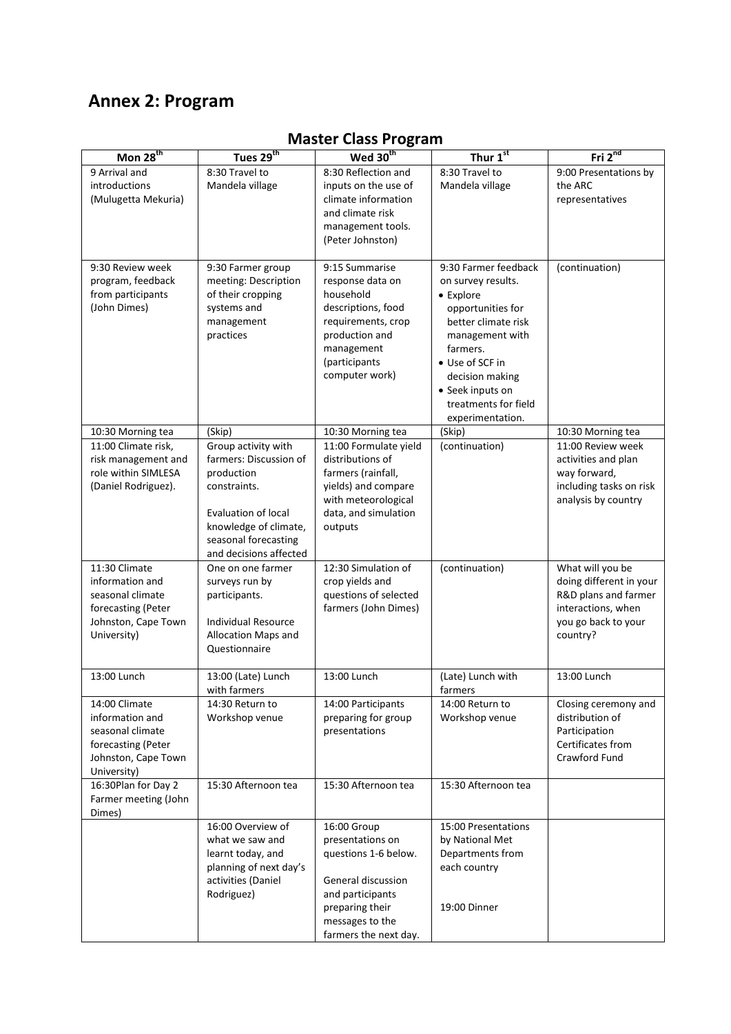# Annex 2: Program

## Master Class Program

| Mon 28th | Tues 29th | Wed 30th | Thur 1st | Fri 2nd |
|---|---|---|---|---|
| 9 Arrival and introductions (Mulugetta Mekuria) | 8:30 Travel to Mandela village | 8:30 Reflection and inputs on the use of climate information and climate risk management tools. (Peter Johnston) | 8:30 Travel to Mandela village | 9:00 Presentations by the ARC representatives |
| 9:30 Review week program, feedback from participants (John Dimes) | 9:30 Farmer group meeting: Description of their cropping systems and management practices | 9:15 Summarise response data on household descriptions, food requirements, crop production and management (participants computer work) | 9:30 Farmer feedback on survey results. • Explore opportunities for better climate risk management with farmers. • Use of SCF in decision making • Seek inputs on treatments for field experimentation. | (continuation) |
| 10:30 Morning tea | (Skip) | 10:30 Morning tea | (Skip) | 10:30 Morning tea |
| 11:00 Climate risk, risk management and role within SIMLESA (Daniel Rodriguez). | Group activity with farmers: Discussion of production constraints. Evaluation of local knowledge of climate, seasonal forecasting and decisions affected | 11:00 Formulate yield distributions of farmers (rainfall, yields) and compare with meteorological data, and simulation outputs | (continuation) | 11:00 Review week activities and plan way forward, including tasks on risk analysis by country |
| 11:30 Climate information and seasonal climate forecasting (Peter Johnston, Cape Town University) | One on one farmer surveys run by participants. Individual Resource Allocation Maps and Questionnaire | 12:30 Simulation of crop yields and questions of selected farmers (John Dimes) | (continuation) | What will you be doing different in your R&D plans and farmer interactions, when you go back to your country? |
| 13:00 Lunch | 13:00 (Late) Lunch with farmers | 13:00 Lunch | (Late) Lunch with farmers | 13:00 Lunch |
| 14:00 Climate information and seasonal climate forecasting (Peter Johnston, Cape Town University) | 14:30 Return to Workshop venue | 14:00 Participants preparing for group presentations | 14:00 Return to Workshop venue | Closing ceremony and distribution of Participation Certificates from Crawford Fund |
| 16:30Plan for Day 2 Farmer meeting (John Dimes) | 15:30 Afternoon tea | 15:30 Afternoon tea | 15:30 Afternoon tea | |
| | 16:00 Overview of what we saw and learnt today, and planning of next day's activities (Daniel Rodriguez) | 16:00 Group presentations on questions 1-6 below. General discussion and participants preparing their messages to the farmers the next day. | 15:00 Presentations by National Met Departments from each country<br>19:00 Dinner | |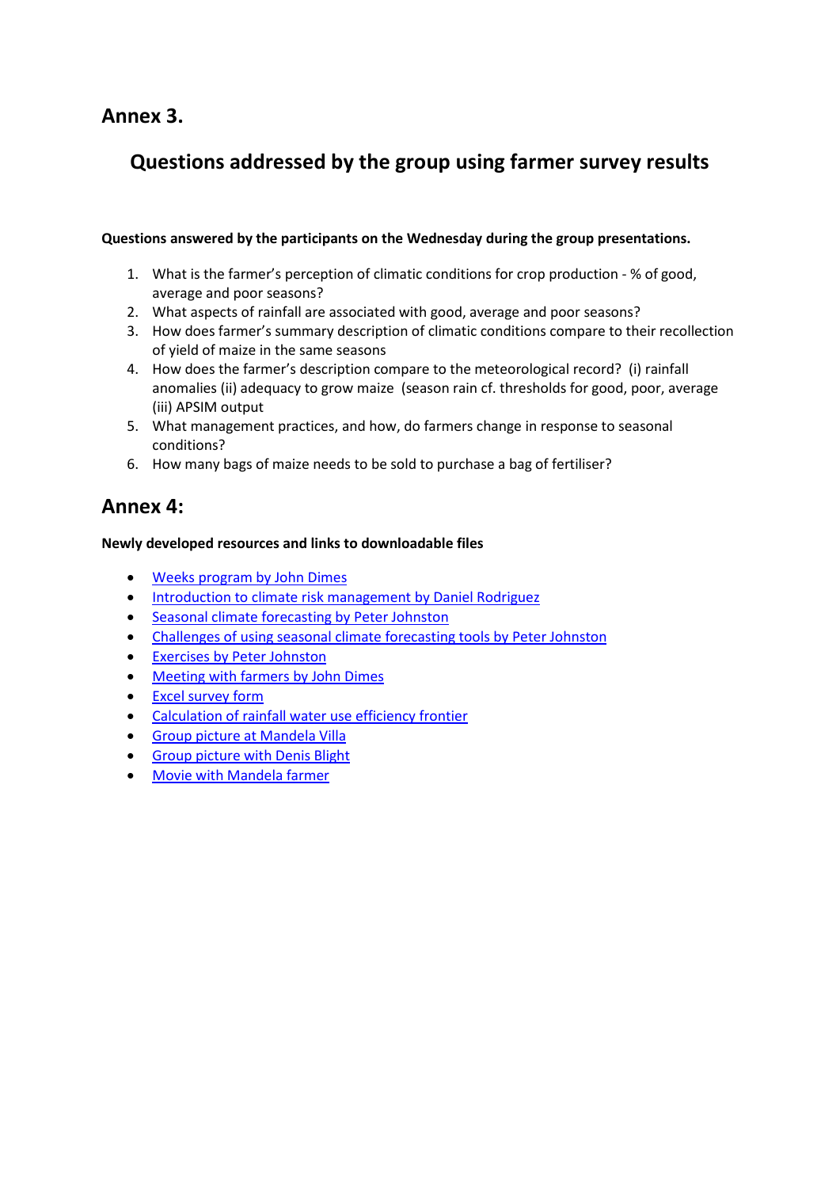## Annex 3.

## Questions addressed by the group using farmer survey results

**Questions answered by the participants on the Wednesday during the group presentations.**

1. What is the farmer's perception of climatic conditions for crop production - % of good, average and poor seasons?
2. What aspects of rainfall are associated with good, average and poor seasons?
3. How does farmer's summary description of climatic conditions compare to their recollection of yield of maize in the same seasons
4. How does the farmer's description compare to the meteorological record? (i) rainfall anomalies (ii) adequacy to grow maize (season rain cf. thresholds for good, poor, average (iii) APSIM output
5. What management practices, and how, do farmers change in response to seasonal conditions?
6. How many bags of maize needs to be sold to purchase a bag of fertiliser?

## Annex 4:

**Newly developed resources and links to downloadable files**

- Weeks program by John Dimes
- Introduction to climate risk management by Daniel Rodriguez
- Seasonal climate forecasting by Peter Johnston
- Challenges of using seasonal climate forecasting tools by Peter Johnston
- Exercises by Peter Johnston
- Meeting with farmers by John Dimes
- Excel survey form
- Calculation of rainfall water use efficiency frontier
- Group picture at Mandela Villa
- Group picture with Denis Blight
- Movie with Mandela farmer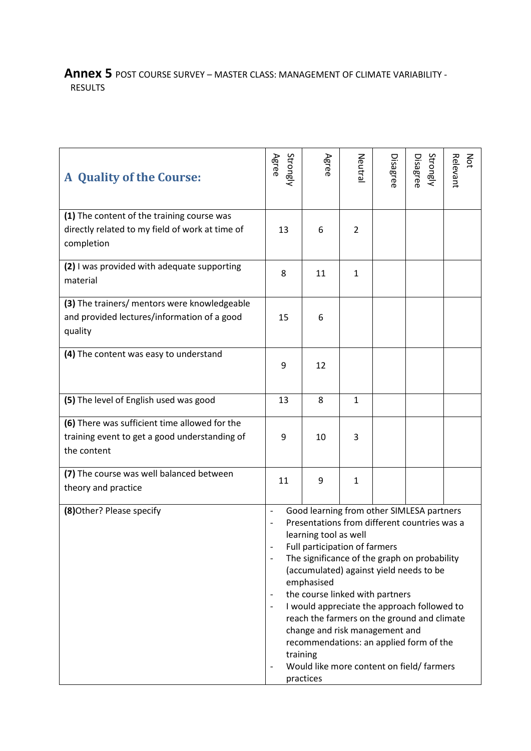**Annex 5** POST COURSE SURVEY – MASTER CLASS: MANAGEMENT OF CLIMATE VARIABILITY - RESULTS

| **A Quality of the Course:** | Strongly Agree | Agree | Neutral | Disagree | Strongly Disagree | Not Relevant |
|---|---|---|---|---|---|---|
| **(1)** The content of the training course was directly related to my field of work at time of completion | 13 | 6 | 2 | | | |
| **(2)** I was provided with adequate supporting material | 8 | 11 | 1 | | | |
| **(3)** The trainers/ mentors were knowledgeable and provided lectures/information of a good quality | 15 | 6 | | | | |
| **(4)** The content was easy to understand | 9 | 12 | | | | |
| **(5)** The level of English used was good | 13 | 8 | 1 | | | |
| **(6)** There was sufficient time allowed for the training event to get a good understanding of the content | 9 | 10 | 3 | | | |
| **(7)** The course was well balanced between theory and practice | 11 | 9 | 1 | | | |
| **(8)**Other? Please specify | - Good learning from other SIMLESA partners<br>- Presentations from different countries was a learning tool as well<br>- Full participation of farmers<br>- The significance of the graph on probability (accumulated) against yield needs to be emphasised<br>- the course linked with partners<br>- I would appreciate the approach followed to reach the farmers on the ground and climate change and risk management and recommendations: an applied form of the training<br>- Would like more content on field/ farmers practices | | | | | |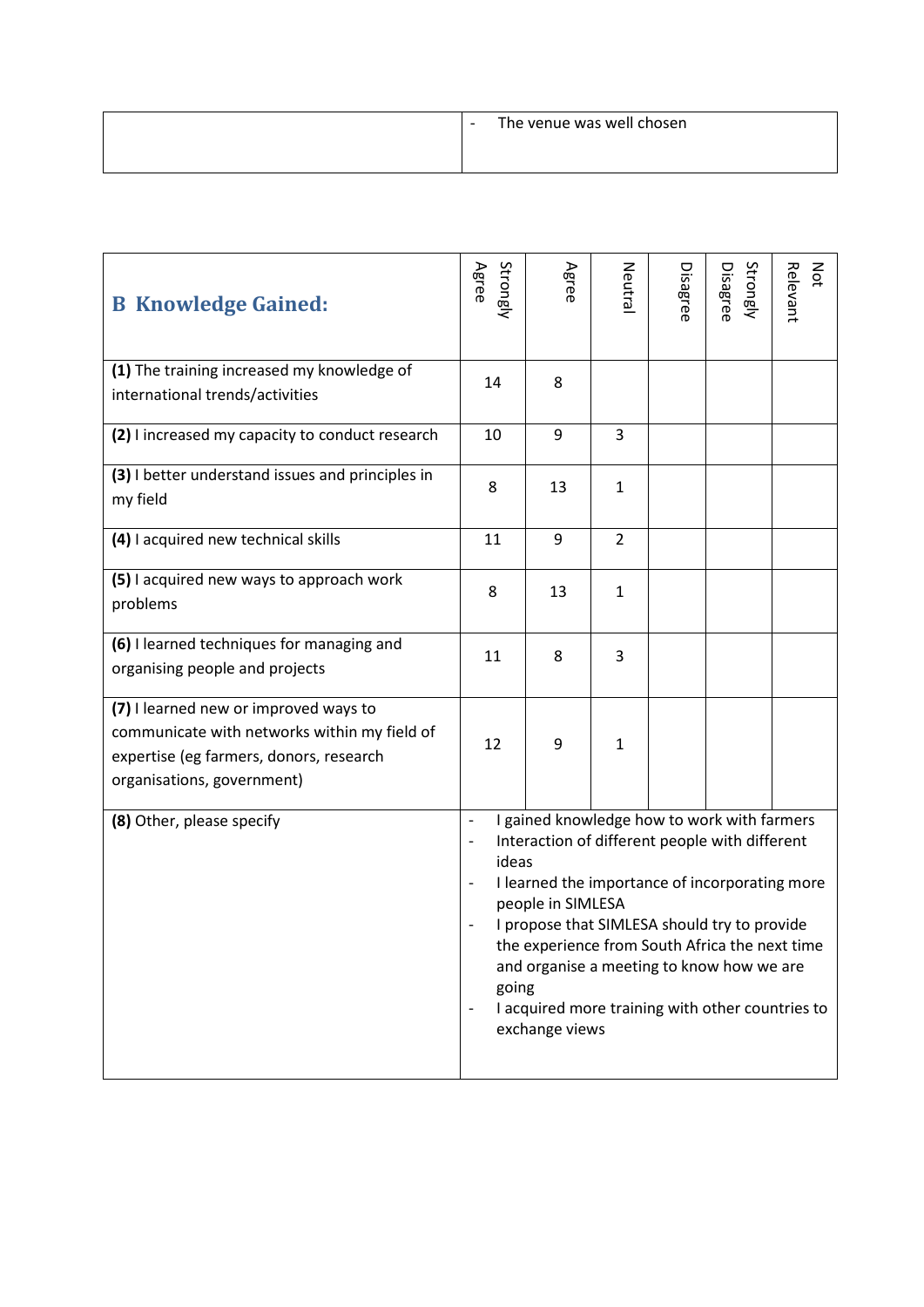| | |
|---|---|
| | - The venue was well chosen |

| B Knowledge Gained: | Strongly Agree | Agree | Neutral | Disagree | Strongly Disagree | Not Relevant |
|---|---|---|---|---|---|---|
| **(1)** The training increased my knowledge of international trends/activities | 14 | 8 | | | | |
| **(2)** I increased my capacity to conduct research | 10 | 9 | 3 | | | |
| **(3)** I better understand issues and principles in my field | 8 | 13 | 1 | | | |
| **(4)** I acquired new technical skills | 11 | 9 | 2 | | | |
| **(5)** I acquired new ways to approach work problems | 8 | 13 | 1 | | | |
| **(6)** I learned techniques for managing and organising people and projects | 11 | 8 | 3 | | | |
| **(7)** I learned new or improved ways to communicate with networks within my field of expertise (eg farmers, donors, research organisations, government) | 12 | 9 | 1 | | | |
| **(8)** Other, please specify | - I gained knowledge how to work with farmers<br>- Interaction of different people with different ideas<br>- I learned the importance of incorporating more people in SIMLESA<br>- I propose that SIMLESA should try to provide the experience from South Africa the next time and organise a meeting to know how we are going<br>- I acquired more training with other countries to exchange views | | | | | |